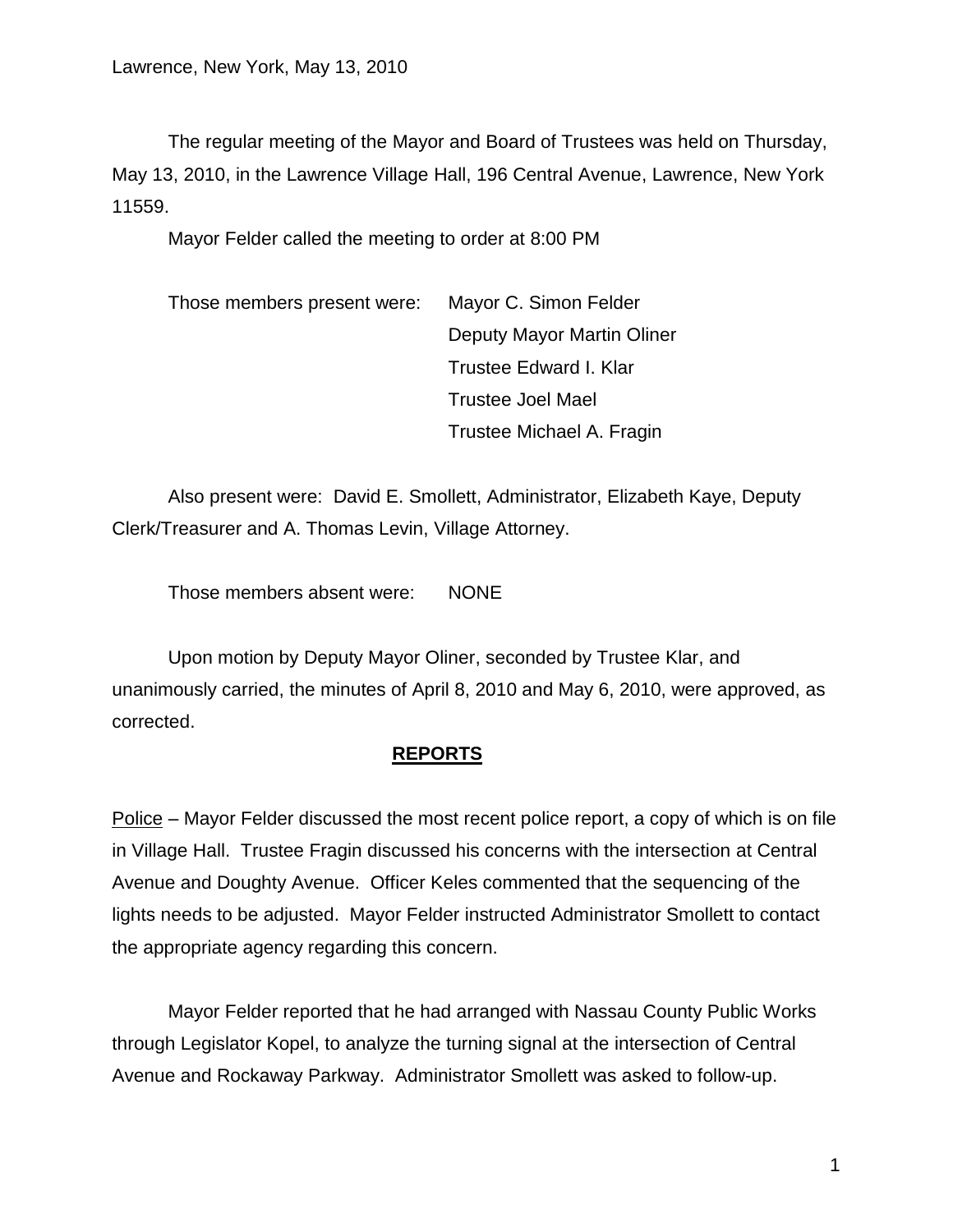Lawrence, New York, May 13, 2010

The regular meeting of the Mayor and Board of Trustees was held on Thursday, May 13, 2010, in the Lawrence Village Hall, 196 Central Avenue, Lawrence, New York 11559.

Mayor Felder called the meeting to order at 8:00 PM

Those members present were: Mayor C. Simon Felder
Deputy Mayor Martin Oliner
Trustee Edward I. Klar
Trustee Joel Mael
Trustee Michael A. Fragin

Also present were: David E. Smollett, Administrator, Elizabeth Kaye, Deputy Clerk/Treasurer and A. Thomas Levin, Village Attorney.

Those members absent were: NONE

Upon motion by Deputy Mayor Oliner, seconded by Trustee Klar, and unanimously carried, the minutes of April 8, 2010 and May 6, 2010, were approved, as corrected.

## REPORTS

Police – Mayor Felder discussed the most recent police report, a copy of which is on file in Village Hall. Trustee Fragin discussed his concerns with the intersection at Central Avenue and Doughty Avenue. Officer Keles commented that the sequencing of the lights needs to be adjusted. Mayor Felder instructed Administrator Smollett to contact the appropriate agency regarding this concern.

Mayor Felder reported that he had arranged with Nassau County Public Works through Legislator Kopel, to analyze the turning signal at the intersection of Central Avenue and Rockaway Parkway. Administrator Smollett was asked to follow-up.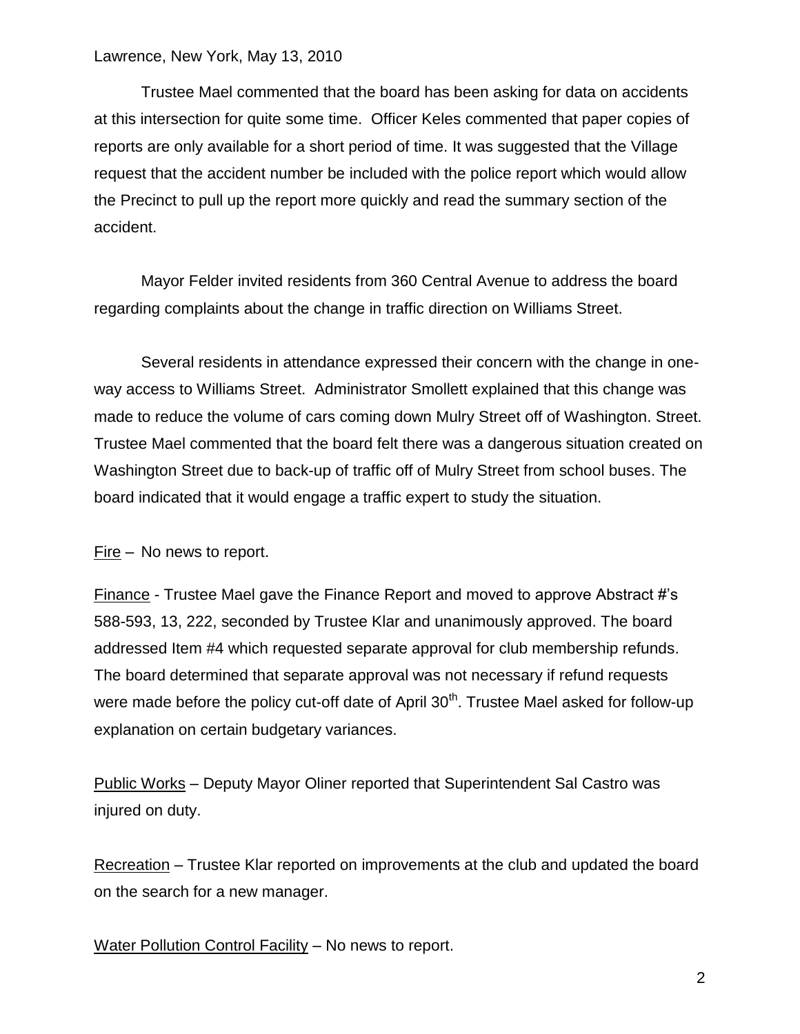Trustee Mael commented that the board has been asking for data on accidents at this intersection for quite some time. Officer Keles commented that paper copies of reports are only available for a short period of time. It was suggested that the Village request that the accident number be included with the police report which would allow the Precinct to pull up the report more quickly and read the summary section of the accident.

Mayor Felder invited residents from 360 Central Avenue to address the board regarding complaints about the change in traffic direction on Williams Street.

Several residents in attendance expressed their concern with the change in one-way access to Williams Street. Administrator Smollett explained that this change was made to reduce the volume of cars coming down Mulry Street off of Washington. Street. Trustee Mael commented that the board felt there was a dangerous situation created on Washington Street due to back-up of traffic off of Mulry Street from school buses. The board indicated that it would engage a traffic expert to study the situation.

Fire – No news to report.

Finance - Trustee Mael gave the Finance Report and moved to approve Abstract #'s 588-593, 13, 222, seconded by Trustee Klar and unanimously approved. The board addressed Item #4 which requested separate approval for club membership refunds. The board determined that separate approval was not necessary if refund requests were made before the policy cut-off date of April 30th. Trustee Mael asked for follow-up explanation on certain budgetary variances.

Public Works – Deputy Mayor Oliner reported that Superintendent Sal Castro was injured on duty.

Recreation – Trustee Klar reported on improvements at the club and updated the board on the search for a new manager.

Water Pollution Control Facility – No news to report.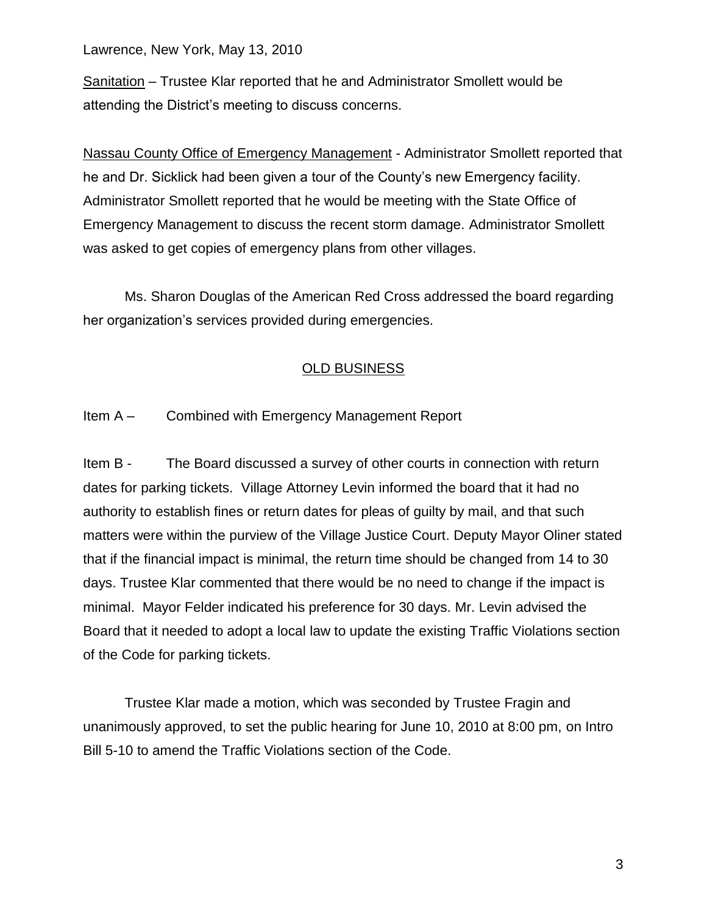Sanitation – Trustee Klar reported that he and Administrator Smollett would be attending the District's meeting to discuss concerns.

Nassau County Office of Emergency Management - Administrator Smollett reported that he and Dr. Sicklick had been given a tour of the County's new Emergency facility. Administrator Smollett reported that he would be meeting with the State Office of Emergency Management to discuss the recent storm damage. Administrator Smollett was asked to get copies of emergency plans from other villages.

Ms. Sharon Douglas of the American Red Cross addressed the board regarding her organization's services provided during emergencies.

## OLD BUSINESS

Item A – Combined with Emergency Management Report

Item B - The Board discussed a survey of other courts in connection with return dates for parking tickets. Village Attorney Levin informed the board that it had no authority to establish fines or return dates for pleas of guilty by mail, and that such matters were within the purview of the Village Justice Court. Deputy Mayor Oliner stated that if the financial impact is minimal, the return time should be changed from 14 to 30 days. Trustee Klar commented that there would be no need to change if the impact is minimal. Mayor Felder indicated his preference for 30 days. Mr. Levin advised the Board that it needed to adopt a local law to update the existing Traffic Violations section of the Code for parking tickets.

Trustee Klar made a motion, which was seconded by Trustee Fragin and unanimously approved, to set the public hearing for June 10, 2010 at 8:00 pm, on Intro Bill 5-10 to amend the Traffic Violations section of the Code.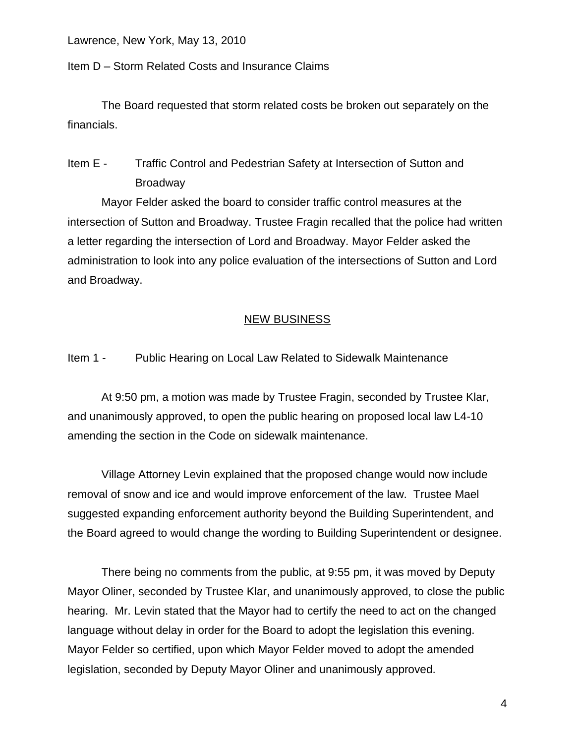Lawrence, New York, May 13, 2010

Item D – Storm Related Costs and Insurance Claims

The Board requested that storm related costs be broken out separately on the financials.

Item E - Traffic Control and Pedestrian Safety at Intersection of Sutton and Broadway

Mayor Felder asked the board to consider traffic control measures at the intersection of Sutton and Broadway. Trustee Fragin recalled that the police had written a letter regarding the intersection of Lord and Broadway. Mayor Felder asked the administration to look into any police evaluation of the intersections of Sutton and Lord and Broadway.

## NEW BUSINESS

Item 1 - Public Hearing on Local Law Related to Sidewalk Maintenance

At 9:50 pm, a motion was made by Trustee Fragin, seconded by Trustee Klar, and unanimously approved, to open the public hearing on proposed local law L4-10 amending the section in the Code on sidewalk maintenance.

Village Attorney Levin explained that the proposed change would now include removal of snow and ice and would improve enforcement of the law. Trustee Mael suggested expanding enforcement authority beyond the Building Superintendent, and the Board agreed to would change the wording to Building Superintendent or designee.

There being no comments from the public, at 9:55 pm, it was moved by Deputy Mayor Oliner, seconded by Trustee Klar, and unanimously approved, to close the public hearing. Mr. Levin stated that the Mayor had to certify the need to act on the changed language without delay in order for the Board to adopt the legislation this evening. Mayor Felder so certified, upon which Mayor Felder moved to adopt the amended legislation, seconded by Deputy Mayor Oliner and unanimously approved.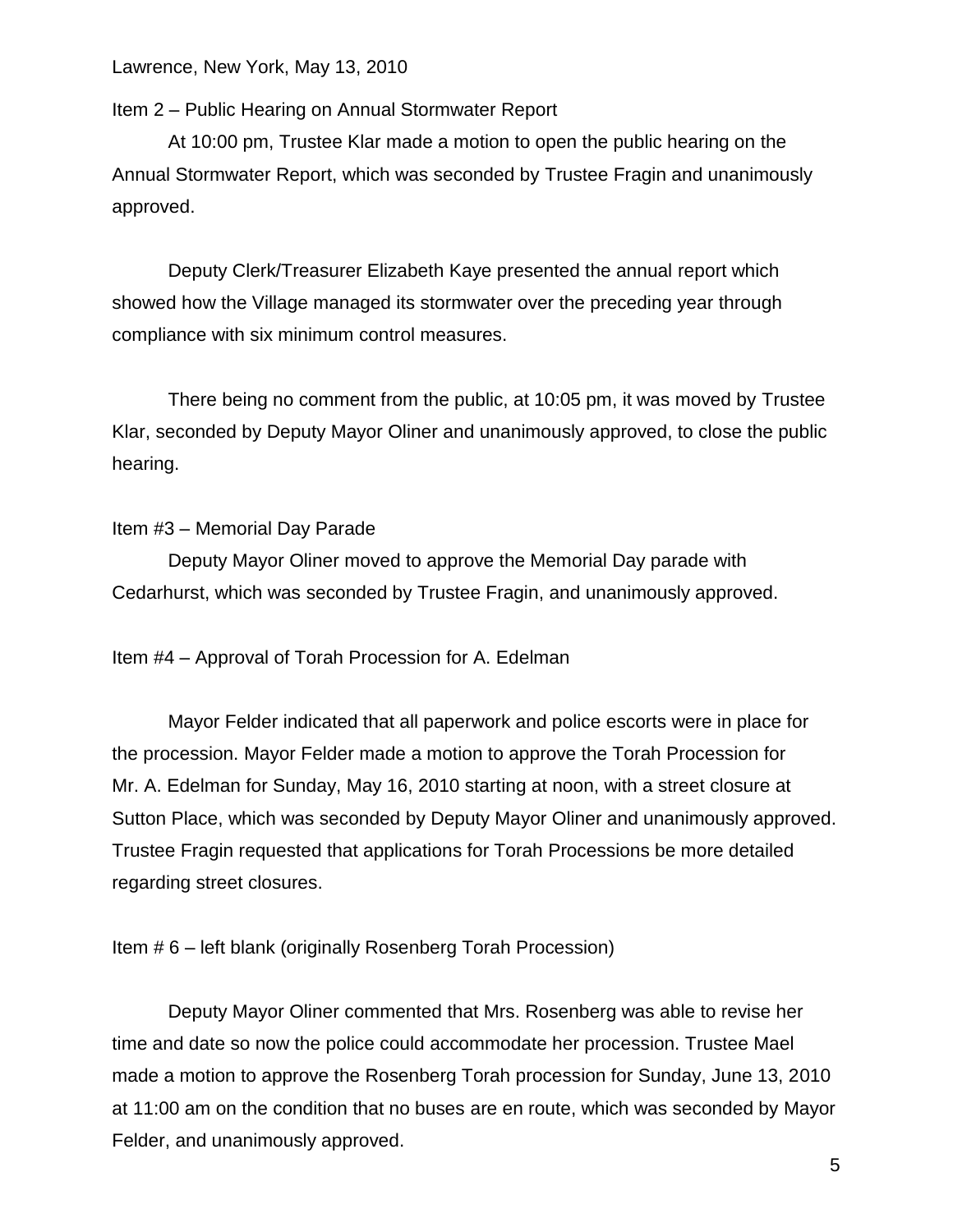Lawrence, New York, May 13, 2010

Item 2 – Public Hearing on Annual Stormwater Report

At 10:00 pm, Trustee Klar made a motion to open the public hearing on the Annual Stormwater Report, which was seconded by Trustee Fragin and unanimously approved.

Deputy Clerk/Treasurer Elizabeth Kaye presented the annual report which showed how the Village managed its stormwater over the preceding year through compliance with six minimum control measures.

There being no comment from the public, at 10:05 pm, it was moved by Trustee Klar, seconded by Deputy Mayor Oliner and unanimously approved, to close the public hearing.

Item #3 – Memorial Day Parade

Deputy Mayor Oliner moved to approve the Memorial Day parade with Cedarhurst, which was seconded by Trustee Fragin, and unanimously approved.

Item #4 – Approval of Torah Procession for A. Edelman

Mayor Felder indicated that all paperwork and police escorts were in place for the procession. Mayor Felder made a motion to approve the Torah Procession for Mr. A. Edelman for Sunday, May 16, 2010 starting at noon, with a street closure at Sutton Place, which was seconded by Deputy Mayor Oliner and unanimously approved. Trustee Fragin requested that applications for Torah Processions be more detailed regarding street closures.

Item # 6 – left blank (originally Rosenberg Torah Procession)

Deputy Mayor Oliner commented that Mrs. Rosenberg was able to revise her time and date so now the police could accommodate her procession. Trustee Mael made a motion to approve the Rosenberg Torah procession for Sunday, June 13, 2010 at 11:00 am on the condition that no buses are en route, which was seconded by Mayor Felder, and unanimously approved.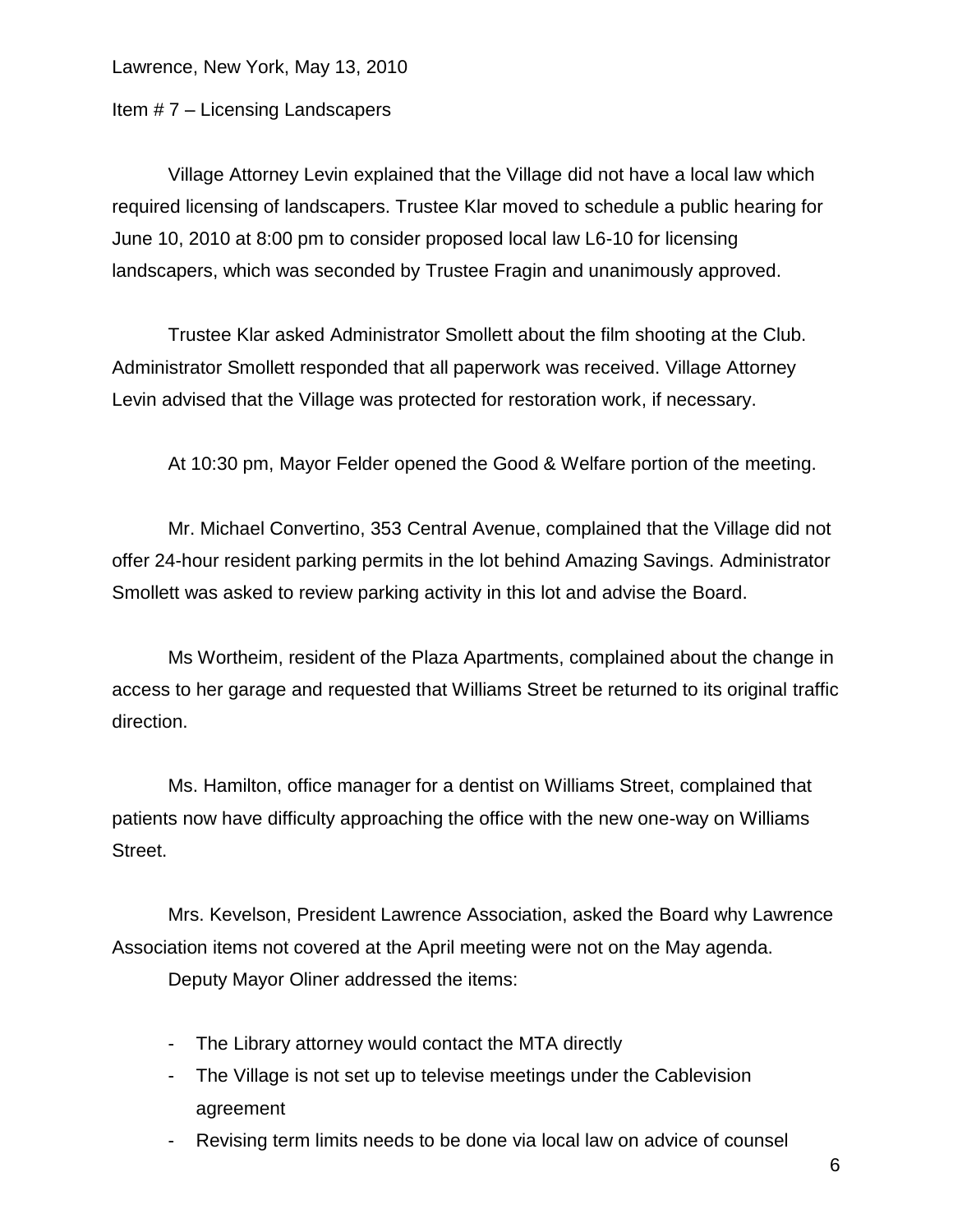Lawrence, New York, May 13, 2010

Item # 7 – Licensing Landscapers

Village Attorney Levin explained that the Village did not have a local law which required licensing of landscapers. Trustee Klar moved to schedule a public hearing for June 10, 2010 at 8:00 pm to consider proposed local law L6-10 for licensing landscapers, which was seconded by Trustee Fragin and unanimously approved.

Trustee Klar asked Administrator Smollett about the film shooting at the Club. Administrator Smollett responded that all paperwork was received. Village Attorney Levin advised that the Village was protected for restoration work, if necessary.

At 10:30 pm, Mayor Felder opened the Good & Welfare portion of the meeting.

Mr. Michael Convertino, 353 Central Avenue, complained that the Village did not offer 24-hour resident parking permits in the lot behind Amazing Savings. Administrator Smollett was asked to review parking activity in this lot and advise the Board.

Ms Wortheim, resident of the Plaza Apartments, complained about the change in access to her garage and requested that Williams Street be returned to its original traffic direction.

Ms. Hamilton, office manager for a dentist on Williams Street, complained that patients now have difficulty approaching the office with the new one-way on Williams Street.

Mrs. Kevelson, President Lawrence Association, asked the Board why Lawrence Association items not covered at the April meeting were not on the May agenda.

Deputy Mayor Oliner addressed the items:

- The Library attorney would contact the MTA directly
- The Village is not set up to televise meetings under the Cablevision agreement
- Revising term limits needs to be done via local law on advice of counsel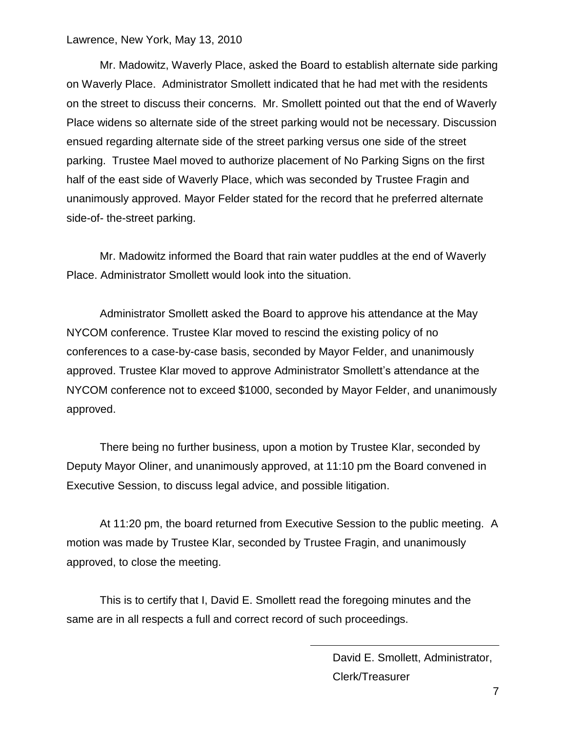Mr. Madowitz, Waverly Place, asked the Board to establish alternate side parking on Waverly Place. Administrator Smollett indicated that he had met with the residents on the street to discuss their concerns. Mr. Smollett pointed out that the end of Waverly Place widens so alternate side of the street parking would not be necessary. Discussion ensued regarding alternate side of the street parking versus one side of the street parking. Trustee Mael moved to authorize placement of No Parking Signs on the first half of the east side of Waverly Place, which was seconded by Trustee Fragin and unanimously approved. Mayor Felder stated for the record that he preferred alternate side-of- the-street parking.

Mr. Madowitz informed the Board that rain water puddles at the end of Waverly Place. Administrator Smollett would look into the situation.

Administrator Smollett asked the Board to approve his attendance at the May NYCOM conference. Trustee Klar moved to rescind the existing policy of no conferences to a case-by-case basis, seconded by Mayor Felder, and unanimously approved. Trustee Klar moved to approve Administrator Smollett's attendance at the NYCOM conference not to exceed $1000, seconded by Mayor Felder, and unanimously approved.

There being no further business, upon a motion by Trustee Klar, seconded by Deputy Mayor Oliner, and unanimously approved, at 11:10 pm the Board convened in Executive Session, to discuss legal advice, and possible litigation.

At 11:20 pm, the board returned from Executive Session to the public meeting. A motion was made by Trustee Klar, seconded by Trustee Fragin, and unanimously approved, to close the meeting.

This is to certify that I, David E. Smollett read the foregoing minutes and the same are in all respects a full and correct record of such proceedings.

David E. Smollett, Administrator,
Clerk/Treasurer